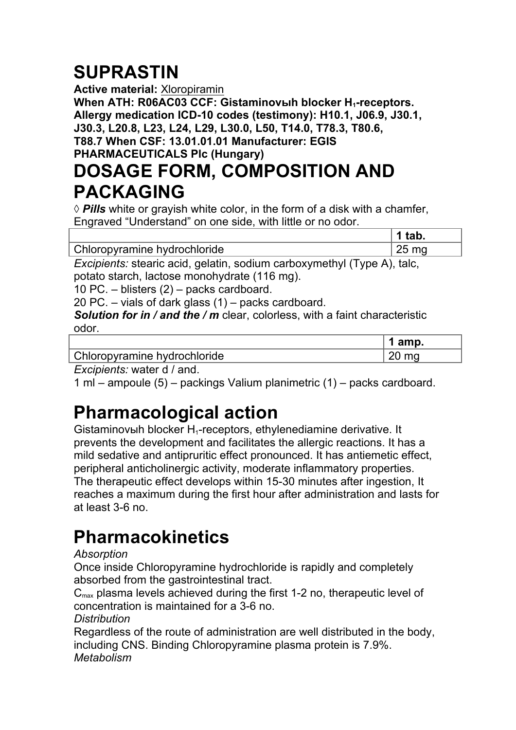# SUPRASTIN

**Active material:** Xloropiramin

**When ATH: R06AC03 CCF: Gistaminovыh blocker $H_1$-receptors. Allergy medication ICD-10 codes (testimony): H10.1, J06.9, J30.1, J30.3, L20.8, L23, L24, L29, L30.0, L50, T14.0, T78.3, T80.6, T88.7 When CSF: 13.01.01.01 Manufacturer: EGIS PHARMACEUTICALS Plc (Hungary)**

# DOSAGE FORM, COMPOSITION AND PACKAGING

◊ ***Pills*** white or grayish white color, in the form of a disk with a chamfer, Engraved "Understand" on one side, with little or no odor.

| | 1 tab. |
|---|---|
| Chloropyramine hydrochloride | 25 mg |

*Excipients:* stearic acid, gelatin, sodium carboxymethyl (Type A), talc, potato starch, lactose monohydrate (116 mg).

10 PC. – blisters (2) – packs cardboard.

20 PC. – vials of dark glass (1) – packs cardboard.

***Solution for in / and the / m*** clear, colorless, with a faint characteristic odor.

| | 1 amp. |
|---|---|
| Chloropyramine hydrochloride | 20 mg |

*Excipients:* water d / and.

1 ml – ampoule (5) – packings Valium planimetric (1) – packs cardboard.

# Pharmacological action

Gistaminovыh blocker $H_1$-receptors, ethylenediamine derivative. It prevents the development and facilitates the allergic reactions. It has a mild sedative and antipruritic effect pronounced. It has antiemetic effect, peripheral anticholinergic activity, moderate inflammatory properties. The therapeutic effect develops within 15-30 minutes after ingestion, It reaches a maximum during the first hour after administration and lasts for at least 3-6 no.

# Pharmacokinetics

*Absorption*

Once inside Chloropyramine hydrochloride is rapidly and completely absorbed from the gastrointestinal tract.

$C_{max}$ plasma levels achieved during the first 1-2 no, therapeutic level of concentration is maintained for a 3-6 no.

*Distribution*

Regardless of the route of administration are well distributed in the body, including CNS. Binding Chloropyramine plasma protein is 7.9%.

*Metabolism*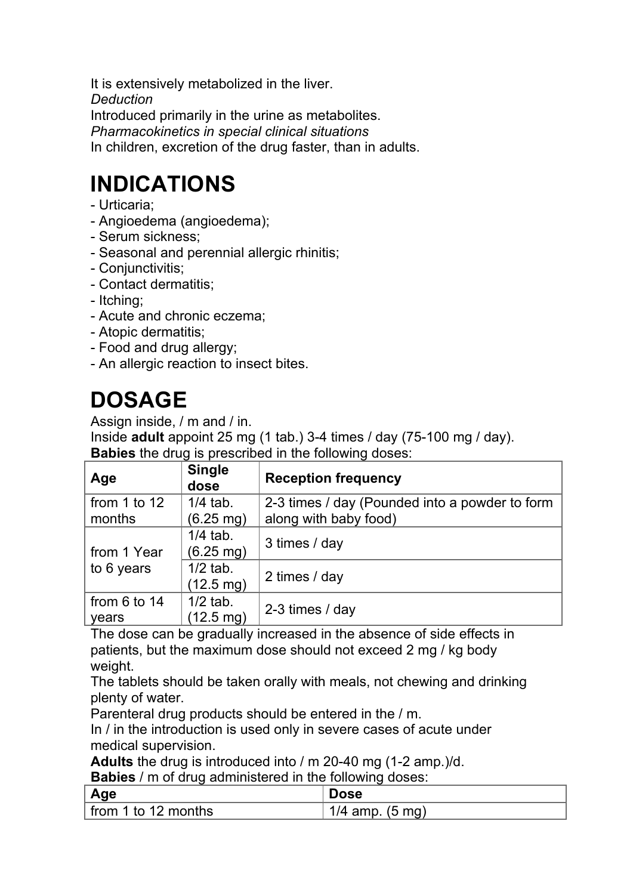It is extensively metabolized in the liver.

*Deduction*

Introduced primarily in the urine as metabolites.

*Pharmacokinetics in special clinical situations*

In children, excretion of the drug faster, than in adults.

# INDICATIONS

- Urticaria;
- Angioedema (angioedema);
- Serum sickness;
- Seasonal and perennial allergic rhinitis;
- Conjunctivitis;
- Contact dermatitis;
- Itching;
- Acute and chronic eczema;
- Atopic dermatitis;
- Food and drug allergy;
- An allergic reaction to insect bites.

# DOSAGE

Assign inside, / m and / in.

Inside **adult** appoint 25 mg (1 tab.) 3-4 times / day (75-100 mg / day).

**Babies** the drug is prescribed in the following doses:

| Age | Single dose | Reception frequency |
|---|---|---|
| from 1 to 12 months | 1/4 tab. (6.25 mg) | 2-3 times / day (Pounded into a powder to form along with baby food) |
| from 1 Year to 6 years | 1/4 tab. (6.25 mg) | 3 times / day |
| | 1/2 tab. (12.5 mg) | 2 times / day |
| from 6 to 14 years | 1/2 tab. (12.5 mg) | 2-3 times / day |

The dose can be gradually increased in the absence of side effects in patients, but the maximum dose should not exceed 2 mg / kg body weight.

The tablets should be taken orally with meals, not chewing and drinking plenty of water.

Parenteral drug products should be entered in the / m.

In / in the introduction is used only in severe cases of acute under medical supervision.

**Adults** the drug is introduced into / m 20-40 mg (1-2 amp.)/d.

**Babies** / m of drug administered in the following doses:

| Age | Dose |
|---|---|
| from 1 to 12 months | 1/4 amp. (5 mg) |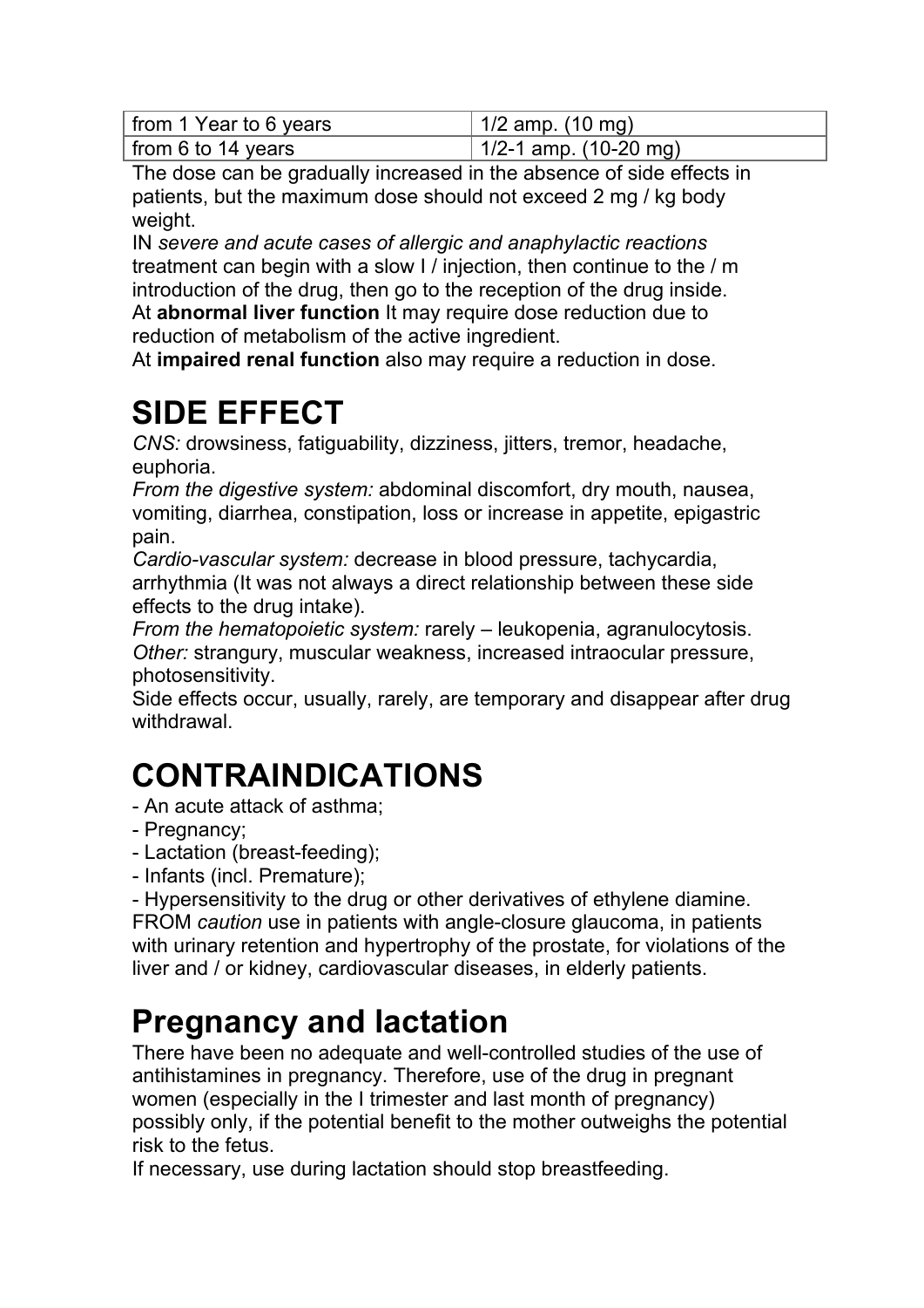| | |
|---|---|
| from 1 Year to 6 years | 1/2 amp. (10 mg) |
| from 6 to 14 years | 1/2-1 amp. (10-20 mg) |

The dose can be gradually increased in the absence of side effects in patients, but the maximum dose should not exceed 2 mg / kg body weight.

IN *severe and acute cases of allergic and anaphylactic reactions* treatment can begin with a slow I / injection, then continue to the / m introduction of the drug, then go to the reception of the drug inside.

At **abnormal liver function** It may require dose reduction due to reduction of metabolism of the active ingredient.

At **impaired renal function** also may require a reduction in dose.

# SIDE EFFECT

*CNS:* drowsiness, fatiguability, dizziness, jitters, tremor, headache, euphoria.

*From the digestive system:* abdominal discomfort, dry mouth, nausea, vomiting, diarrhea, constipation, loss or increase in appetite, epigastric pain.

*Cardio-vascular system:* decrease in blood pressure, tachycardia, arrhythmia (It was not always a direct relationship between these side effects to the drug intake).

*From the hematopoietic system:* rarely – leukopenia, agranulocytosis.

*Other:* strangury, muscular weakness, increased intraocular pressure, photosensitivity.

Side effects occur, usually, rarely, are temporary and disappear after drug withdrawal.

# CONTRAINDICATIONS

- An acute attack of asthma;
- Pregnancy;
- Lactation (breast-feeding);
- Infants (incl. Premature);
- Hypersensitivity to the drug or other derivatives of ethylene diamine.

FROM *caution* use in patients with angle-closure glaucoma, in patients with urinary retention and hypertrophy of the prostate, for violations of the liver and / or kidney, cardiovascular diseases, in elderly patients.

# Pregnancy and lactation

There have been no adequate and well-controlled studies of the use of antihistamines in pregnancy. Therefore, use of the drug in pregnant women (especially in the I trimester and last month of pregnancy) possibly only, if the potential benefit to the mother outweighs the potential risk to the fetus.

If necessary, use during lactation should stop breastfeeding.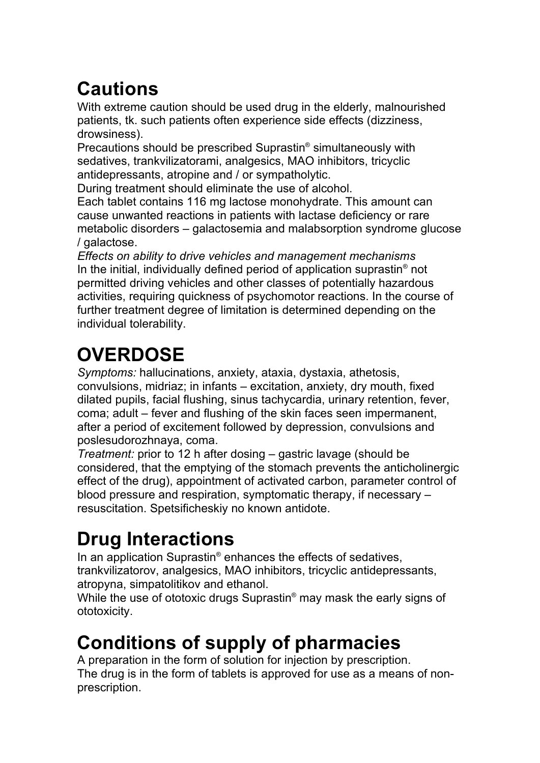## Cautions

With extreme caution should be used drug in the elderly, malnourished patients, tk. such patients often experience side effects (dizziness, drowsiness).

Precautions should be prescribed Suprastin® simultaneously with sedatives, trankvilizatorami, analgesics, MAO inhibitors, tricyclic antidepressants, atropine and / or sympatholytic.

During treatment should eliminate the use of alcohol.

Each tablet contains 116 mg lactose monohydrate. This amount can cause unwanted reactions in patients with lactase deficiency or rare metabolic disorders – galactosemia and malabsorption syndrome glucose / galactose.

*Effects on ability to drive vehicles and management mechanisms*

In the initial, individually defined period of application suprastin® not permitted driving vehicles and other classes of potentially hazardous activities, requiring quickness of psychomotor reactions. In the course of further treatment degree of limitation is determined depending on the individual tolerability.

## OVERDOSE

*Symptoms:* hallucinations, anxiety, ataxia, dystaxia, athetosis, convulsions, midriaz; in infants – excitation, anxiety, dry mouth, fixed dilated pupils, facial flushing, sinus tachycardia, urinary retention, fever, coma; adult – fever and flushing of the skin faces seen impermanent, after a period of excitement followed by depression, convulsions and poslesudorozhnaya, coma.

*Treatment:* prior to 12 h after dosing – gastric lavage (should be considered, that the emptying of the stomach prevents the anticholinergic effect of the drug), appointment of activated carbon, parameter control of blood pressure and respiration, symptomatic therapy, if necessary – resuscitation. Spetsificheskiy no known antidote.

## Drug Interactions

In an application Suprastin® enhances the effects of sedatives, trankvilizatorov, analgesics, MAO inhibitors, tricyclic antidepressants, atropyna, simpatolitikov and ethanol.

While the use of ototoxic drugs Suprastin® may mask the early signs of ototoxicity.

## Conditions of supply of pharmacies

A preparation in the form of solution for injection by prescription.

The drug is in the form of tablets is approved for use as a means of non-prescription.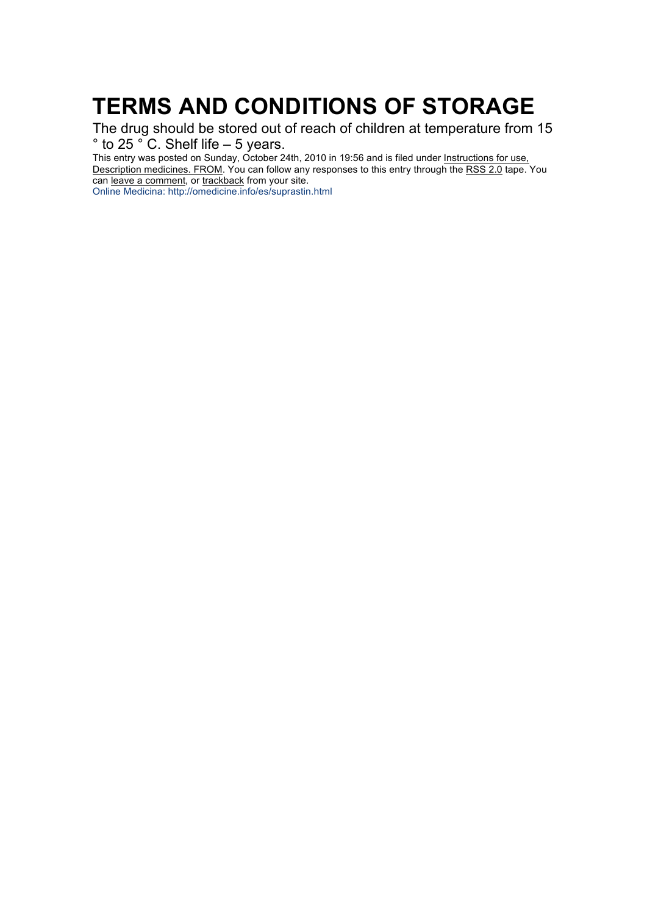# TERMS AND CONDITIONS OF STORAGE

The drug should be stored out of reach of children at temperature from 15 ° to 25 ° C. Shelf life – 5 years.

This entry was posted on Sunday, October 24th, 2010 in 19:56 and is filed under Instructions for use, Description medicines. FROM. You can follow any responses to this entry through the RSS 2.0 tape. You can leave a comment, or trackback from your site.

Online Medicina: http://omedicine.info/es/suprastin.html